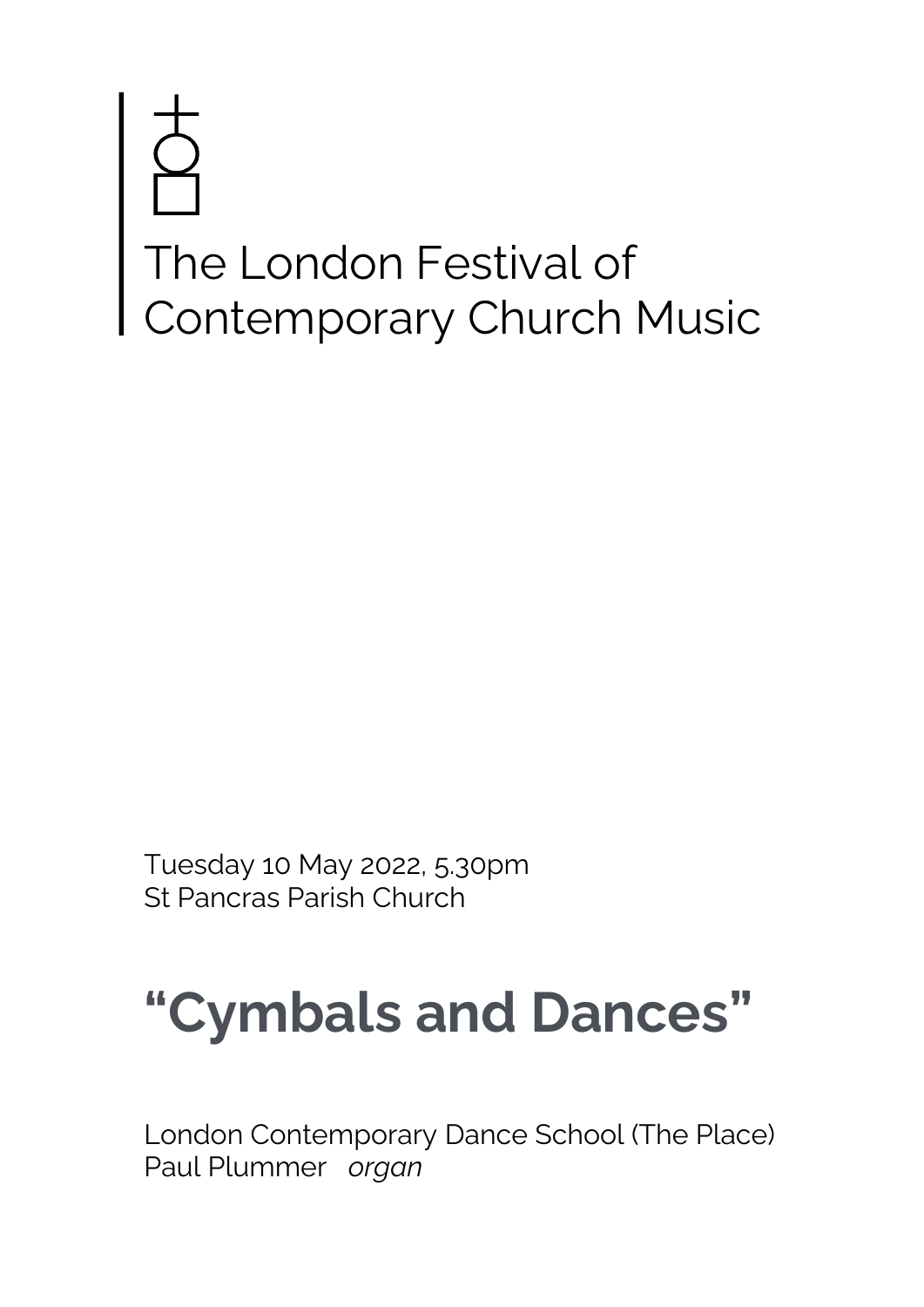# The London Festival of Contemporary Church Music

Tuesday 10 May 2022, 5.30pm
St Pancras Parish Church

## "Cymbals and Dances"

London Contemporary Dance School (The Place)
Paul Plummer *organ*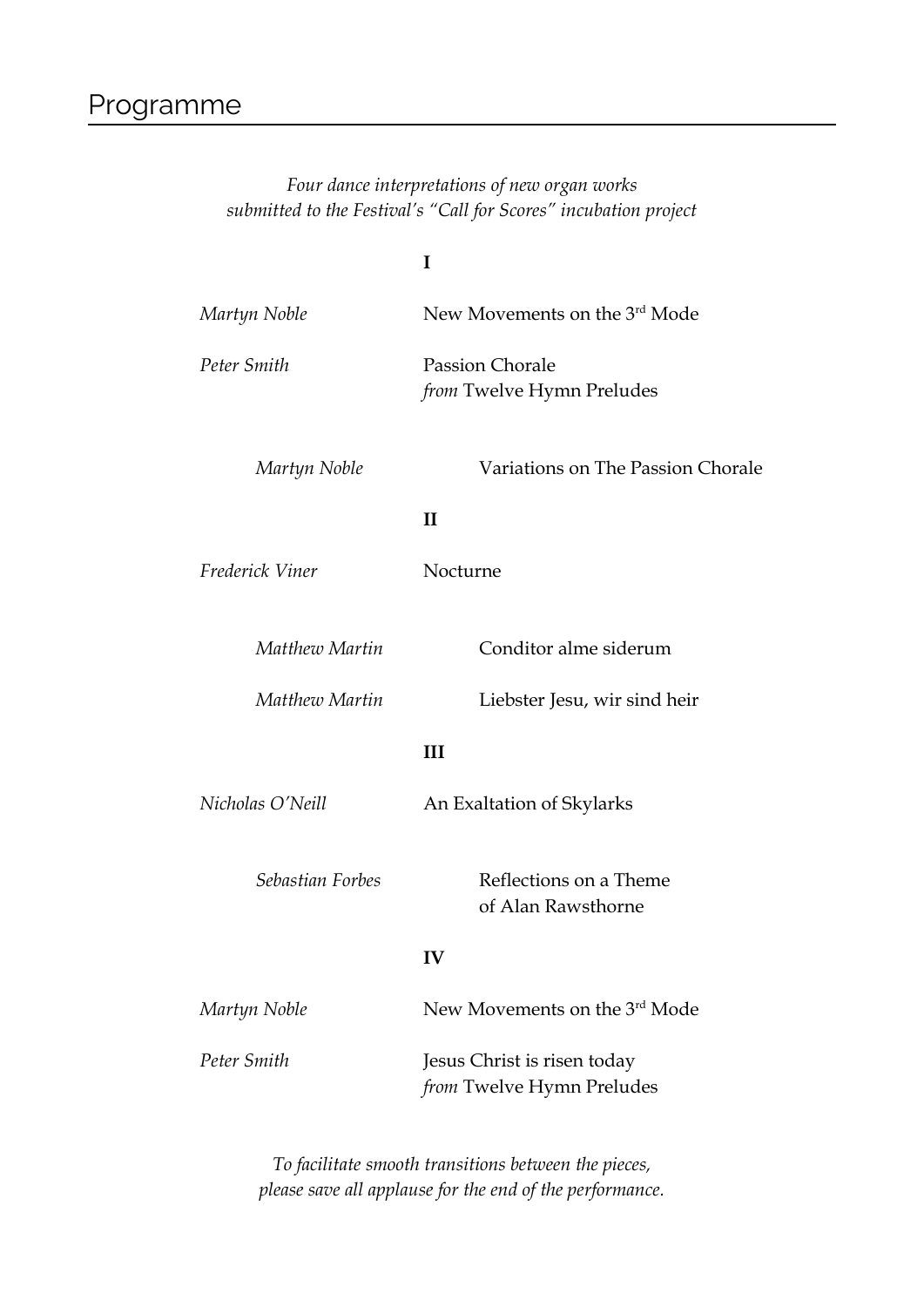# Programme

*Four dance interpretations of new organ works submitted to the Festival's "Call for Scores" incubation project*

**I**

*Martyn Noble* — New Movements on the 3rd Mode

*Peter Smith* — Passion Chorale
*from* Twelve Hymn Preludes

*Martyn Noble* — Variations on The Passion Chorale

**II**

*Frederick Viner* — Nocturne

*Matthew Martin* — Conditor alme siderum

*Matthew Martin* — Liebster Jesu, wir sind heir

**III**

*Nicholas O'Neill* — An Exaltation of Skylarks

*Sebastian Forbes* — Reflections on a Theme of Alan Rawsthorne

**IV**

*Martyn Noble* — New Movements on the 3rd Mode

*Peter Smith* — Jesus Christ is risen today
*from* Twelve Hymn Preludes

*To facilitate smooth transitions between the pieces, please save all applause for the end of the performance.*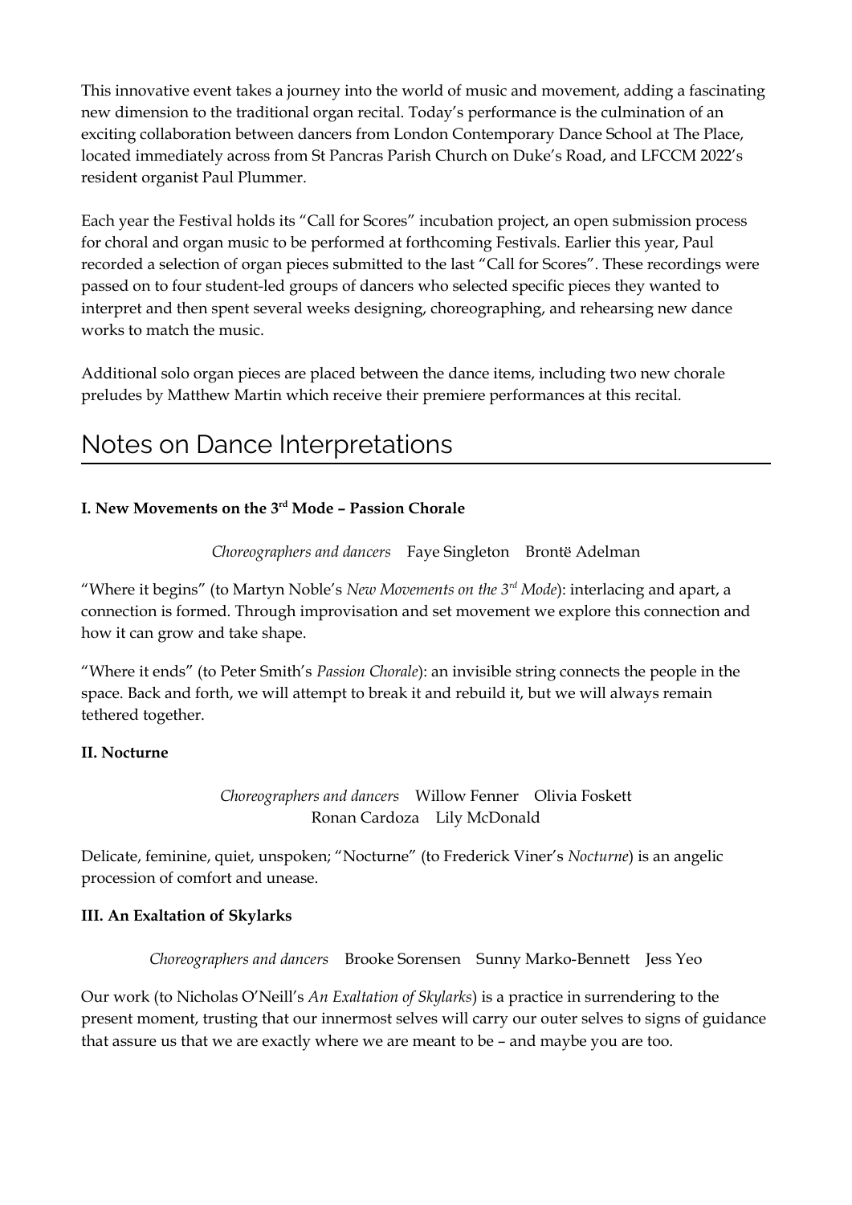This innovative event takes a journey into the world of music and movement, adding a fascinating new dimension to the traditional organ recital. Today's performance is the culmination of an exciting collaboration between dancers from London Contemporary Dance School at The Place, located immediately across from St Pancras Parish Church on Duke's Road, and LFCCM 2022's resident organist Paul Plummer.

Each year the Festival holds its "Call for Scores" incubation project, an open submission process for choral and organ music to be performed at forthcoming Festivals. Earlier this year, Paul recorded a selection of organ pieces submitted to the last "Call for Scores". These recordings were passed on to four student-led groups of dancers who selected specific pieces they wanted to interpret and then spent several weeks designing, choreographing, and rehearsing new dance works to match the music.

Additional solo organ pieces are placed between the dance items, including two new chorale preludes by Matthew Martin which receive their premiere performances at this recital.

## Notes on Dance Interpretations

**I. New Movements on the 3rd Mode – Passion Chorale**

*Choreographers and dancers* Faye Singleton Brontë Adelman

"Where it begins" (to Martyn Noble's *New Movements on the 3rd Mode*): interlacing and apart, a connection is formed. Through improvisation and set movement we explore this connection and how it can grow and take shape.

"Where it ends" (to Peter Smith's *Passion Chorale*): an invisible string connects the people in the space. Back and forth, we will attempt to break it and rebuild it, but we will always remain tethered together.

**II. Nocturne**

*Choreographers and dancers* Willow Fenner Olivia Foskett Ronan Cardoza Lily McDonald

Delicate, feminine, quiet, unspoken; "Nocturne" (to Frederick Viner's *Nocturne*) is an angelic procession of comfort and unease.

**III. An Exaltation of Skylarks**

*Choreographers and dancers* Brooke Sorensen Sunny Marko-Bennett Jess Yeo

Our work (to Nicholas O'Neill's *An Exaltation of Skylarks*) is a practice in surrendering to the present moment, trusting that our innermost selves will carry our outer selves to signs of guidance that assure us that we are exactly where we are meant to be – and maybe you are too.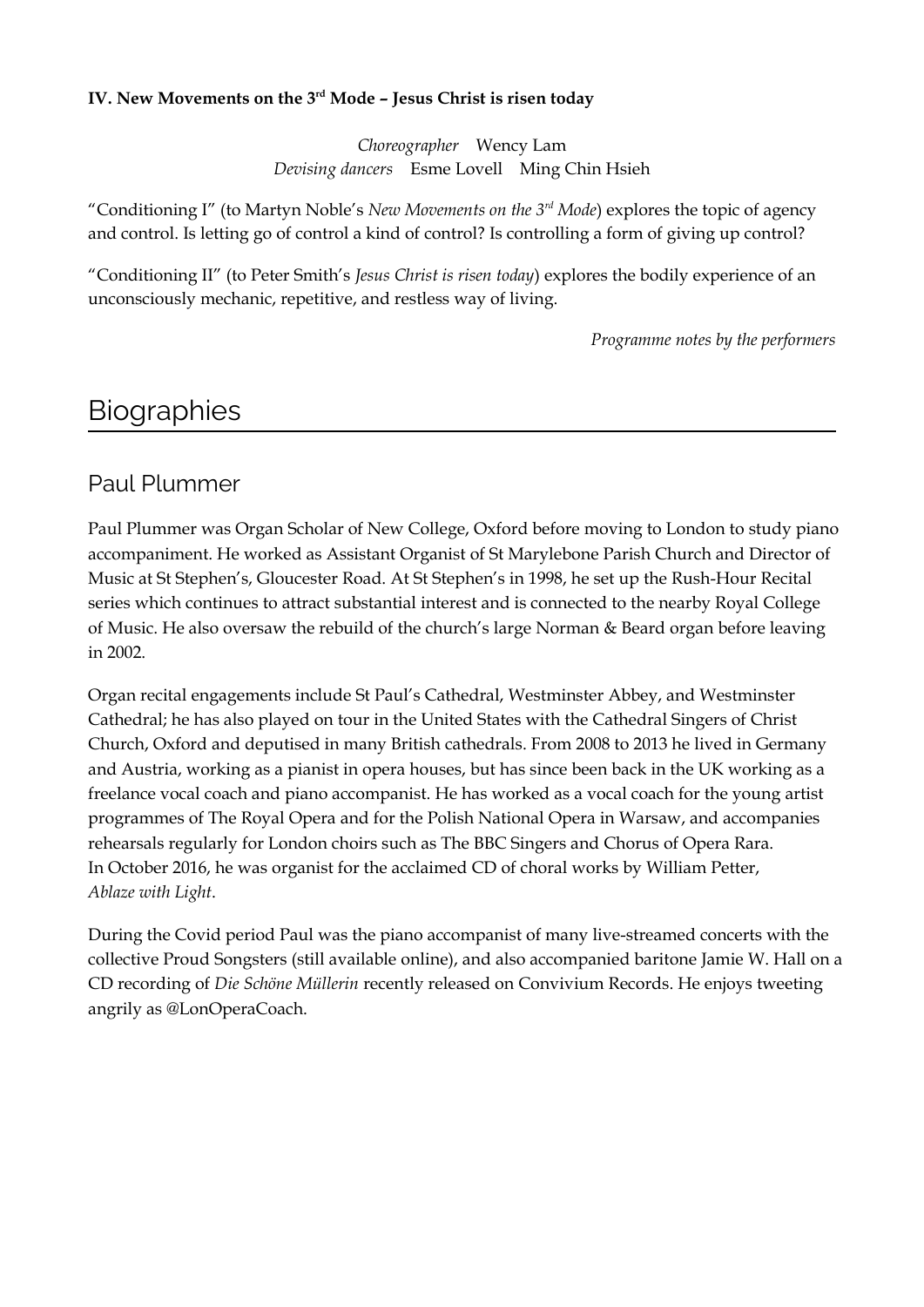**IV. New Movements on the 3rd Mode – Jesus Christ is risen today**

*Choreographer* Wency Lam
*Devising dancers* Esme Lovell Ming Chin Hsieh

"Conditioning I" (to Martyn Noble's *New Movements on the 3rd Mode*) explores the topic of agency and control. Is letting go of control a kind of control? Is controlling a form of giving up control?

"Conditioning II" (to Peter Smith's *Jesus Christ is risen today*) explores the bodily experience of an unconsciously mechanic, repetitive, and restless way of living.

*Programme notes by the performers*

# Biographies

## Paul Plummer

Paul Plummer was Organ Scholar of New College, Oxford before moving to London to study piano accompaniment. He worked as Assistant Organist of St Marylebone Parish Church and Director of Music at St Stephen's, Gloucester Road. At St Stephen's in 1998, he set up the Rush-Hour Recital series which continues to attract substantial interest and is connected to the nearby Royal College of Music. He also oversaw the rebuild of the church's large Norman & Beard organ before leaving in 2002.

Organ recital engagements include St Paul's Cathedral, Westminster Abbey, and Westminster Cathedral; he has also played on tour in the United States with the Cathedral Singers of Christ Church, Oxford and deputised in many British cathedrals. From 2008 to 2013 he lived in Germany and Austria, working as a pianist in opera houses, but has since been back in the UK working as a freelance vocal coach and piano accompanist. He has worked as a vocal coach for the young artist programmes of The Royal Opera and for the Polish National Opera in Warsaw, and accompanies rehearsals regularly for London choirs such as The BBC Singers and Chorus of Opera Rara. In October 2016, he was organist for the acclaimed CD of choral works by William Petter, *Ablaze with Light*.

During the Covid period Paul was the piano accompanist of many live-streamed concerts with the collective Proud Songsters (still available online), and also accompanied baritone Jamie W. Hall on a CD recording of *Die Schöne Müllerin* recently released on Convivium Records. He enjoys tweeting angrily as @LonOperaCoach.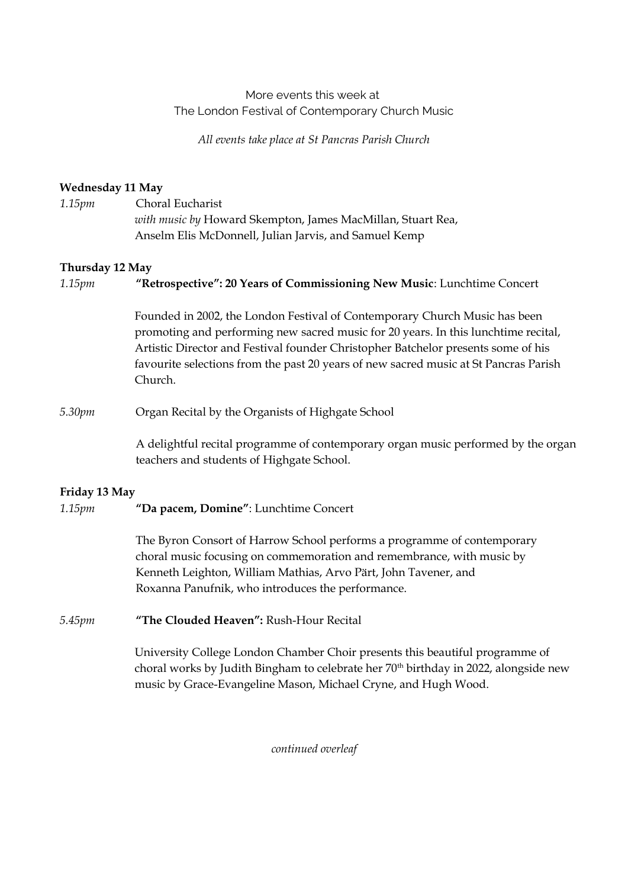More events this week at
The London Festival of Contemporary Church Music

*All events take place at St Pancras Parish Church*

**Wednesday 11 May**

*1.15pm* Choral Eucharist
*with music by* Howard Skempton, James MacMillan, Stuart Rea, Anselm Elis McDonnell, Julian Jarvis, and Samuel Kemp

**Thursday 12 May**

*1.15pm* **"Retrospective": 20 Years of Commissioning New Music**: Lunchtime Concert

Founded in 2002, the London Festival of Contemporary Church Music has been promoting and performing new sacred music for 20 years. In this lunchtime recital, Artistic Director and Festival founder Christopher Batchelor presents some of his favourite selections from the past 20 years of new sacred music at St Pancras Parish Church.

*5.30pm* Organ Recital by the Organists of Highgate School

A delightful recital programme of contemporary organ music performed by the organ teachers and students of Highgate School.

**Friday 13 May**

*1.15pm* **"Da pacem, Domine"**: Lunchtime Concert

The Byron Consort of Harrow School performs a programme of contemporary choral music focusing on commemoration and remembrance, with music by Kenneth Leighton, William Mathias, Arvo Pärt, John Tavener, and Roxanna Panufnik, who introduces the performance.

*5.45pm* **"The Clouded Heaven":** Rush-Hour Recital

University College London Chamber Choir presents this beautiful programme of choral works by Judith Bingham to celebrate her 70th birthday in 2022, alongside new music by Grace-Evangeline Mason, Michael Cryne, and Hugh Wood.

*continued overleaf*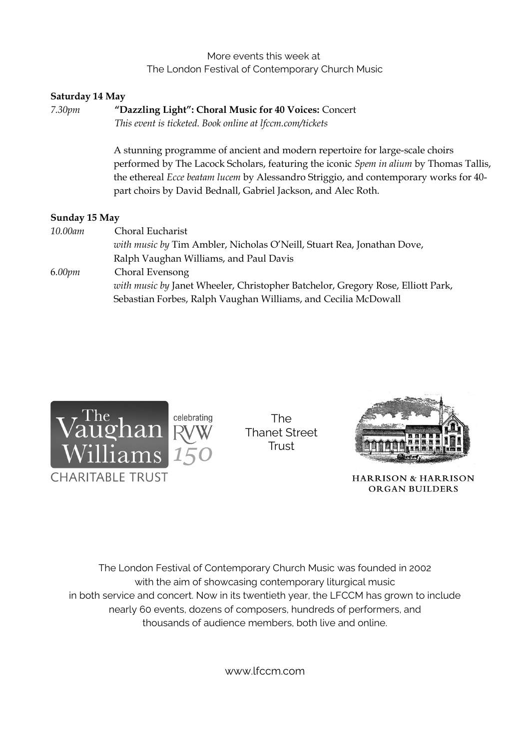More events this week at
The London Festival of Contemporary Church Music

**Saturday 14 May**

*7.30pm* **"Dazzling Light": Choral Music for 40 Voices:** Concert
*This event is ticketed. Book online at lfccm.com/tickets*

A stunning programme of ancient and modern repertoire for large-scale choirs performed by The Lacock Scholars, featuring the iconic *Spem in alium* by Thomas Tallis, the ethereal *Ecce beatam lucem* by Alessandro Striggio, and contemporary works for 40-part choirs by David Bednall, Gabriel Jackson, and Alec Roth.

**Sunday 15 May**

*10.00am* Choral Eucharist
*with music by* Tim Ambler, Nicholas O'Neill, Stuart Rea, Jonathan Dove, Ralph Vaughan Williams, and Paul Davis

*6.00pm* Choral Evensong
*with music by* Janet Wheeler, Christopher Batchelor, Gregory Rose, Elliott Park, Sebastian Forbes, Ralph Vaughan Williams, and Cecilia McDowall

The Vaughan Williams Charitable Trust — celebrating RVW 150

The Thanet Street Trust

Harrison & Harrison Organ Builders

The London Festival of Contemporary Church Music was founded in 2002 with the aim of showcasing contemporary liturgical music in both service and concert. Now in its twentieth year, the LFCCM has grown to include nearly 60 events, dozens of composers, hundreds of performers, and thousands of audience members, both live and online.

www.lfccm.com